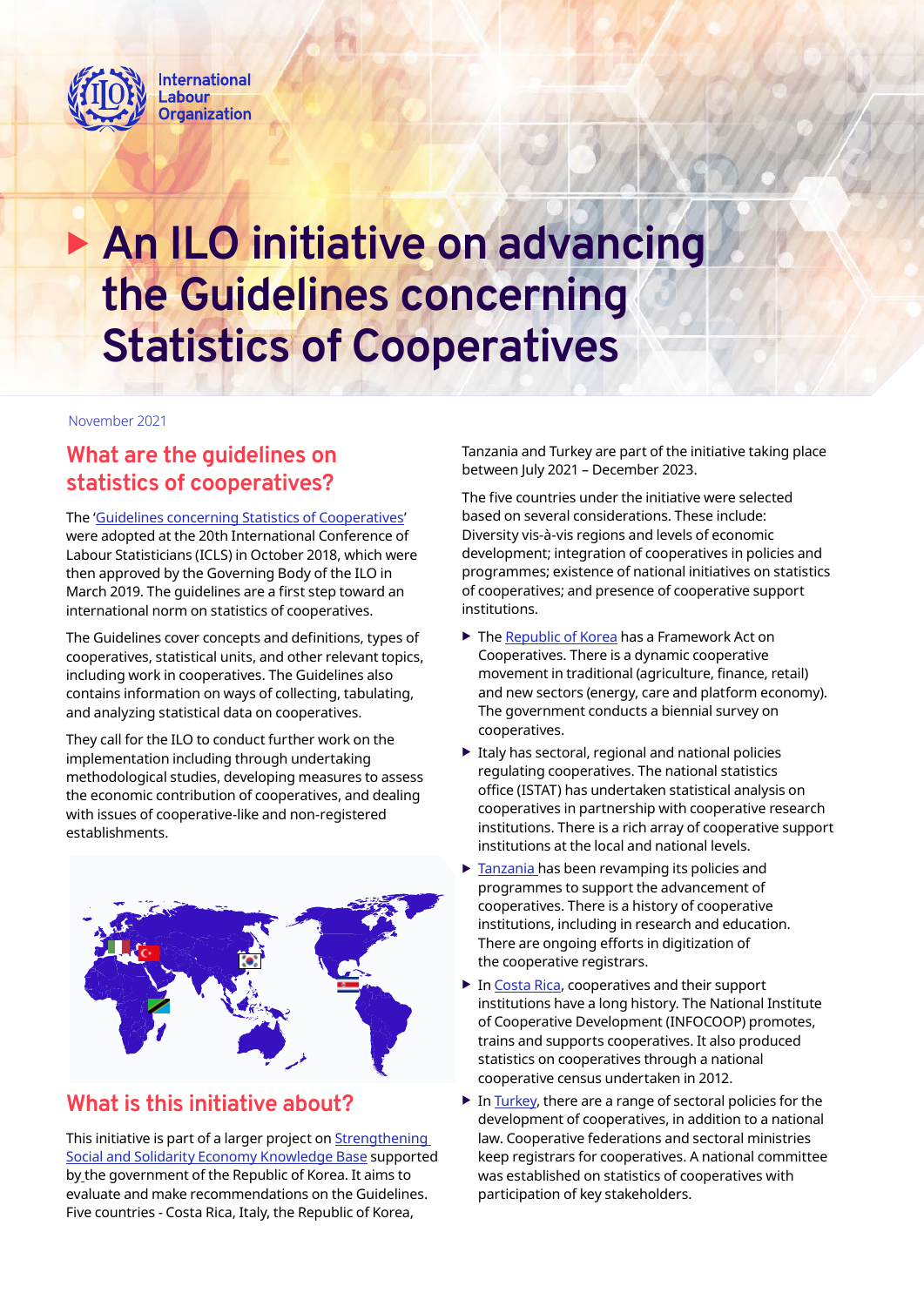International Labour Organization

# An ILO initiative on advancing the Guidelines concerning Statistics of Cooperatives

November 2021

## What are the guidelines on statistics of cooperatives?

The '[Guidelines concerning Statistics of Cooperatives](#)' were adopted at the 20th International Conference of Labour Statisticians (ICLS) in October 2018, which were then approved by the Governing Body of the ILO in March 2019. The guidelines are a first step toward an international norm on statistics of cooperatives.

The Guidelines cover concepts and definitions, types of cooperatives, statistical units, and other relevant topics, including work in cooperatives. The Guidelines also contains information on ways of collecting, tabulating, and analyzing statistical data on cooperatives.

They call for the ILO to conduct further work on the implementation including through undertaking methodological studies, developing measures to assess the economic contribution of cooperatives, and dealing with issues of cooperative-like and non-registered establishments.

## What is this initiative about?

This initiative is part of a larger project on [Strengthening Social and Solidarity Economy Knowledge Base](#) supported by the government of the Republic of Korea. It aims to evaluate and make recommendations on the Guidelines. Five countries - Costa Rica, Italy, the Republic of Korea, Tanzania and Turkey are part of the initiative taking place between July 2021 – December 2023.

The five countries under the initiative were selected based on several considerations. These include: Diversity vis-à-vis regions and levels of economic development; integration of cooperatives in policies and programmes; existence of national initiatives on statistics of cooperatives; and presence of cooperative support institutions.

- The [Republic of Korea](#) has a Framework Act on Cooperatives. There is a dynamic cooperative movement in traditional (agriculture, finance, retail) and new sectors (energy, care and platform economy). The government conducts a biennial survey on cooperatives.
- Italy has sectoral, regional and national policies regulating cooperatives. The national statistics office (ISTAT) has undertaken statistical analysis on cooperatives in partnership with cooperative research institutions. There is a rich array of cooperative support institutions at the local and national levels.
- [Tanzania](#) has been revamping its policies and programmes to support the advancement of cooperatives. There is a history of cooperative institutions, including in research and education. There are ongoing efforts in digitization of the cooperative registrars.
- In [Costa Rica](#), cooperatives and their support institutions have a long history. The National Institute of Cooperative Development (INFOCOOP) promotes, trains and supports cooperatives. It also produced statistics on cooperatives through a national cooperative census undertaken in 2012.
- In [Turkey](#), there are a range of sectoral policies for the development of cooperatives, in addition to a national law. Cooperative federations and sectoral ministries keep registrars for cooperatives. A national committee was established on statistics of cooperatives with participation of key stakeholders.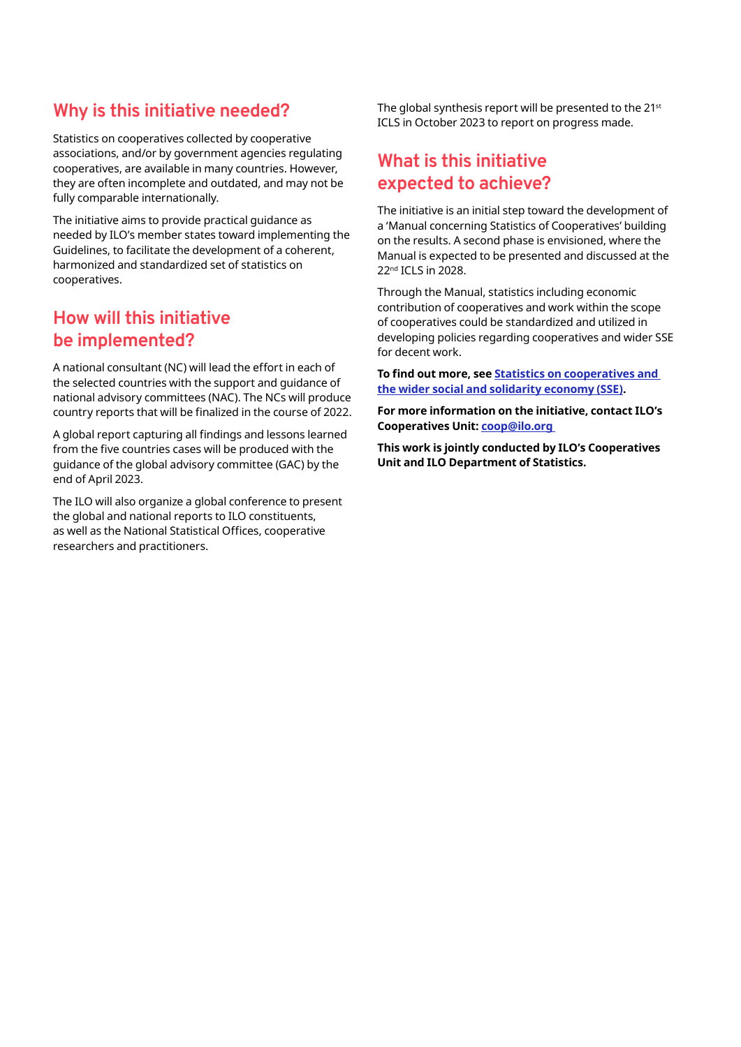## Why is this initiative needed?

Statistics on cooperatives collected by cooperative associations, and/or by government agencies regulating cooperatives, are available in many countries. However, they are often incomplete and outdated, and may not be fully comparable internationally.

The initiative aims to provide practical guidance as needed by ILO's member states toward implementing the Guidelines, to facilitate the development of a coherent, harmonized and standardized set of statistics on cooperatives.

## How will this initiative be implemented?

A national consultant (NC) will lead the effort in each of the selected countries with the support and guidance of national advisory committees (NAC). The NCs will produce country reports that will be finalized in the course of 2022.

A global report capturing all findings and lessons learned from the five countries cases will be produced with the guidance of the global advisory committee (GAC) by the end of April 2023.

The ILO will also organize a global conference to present the global and national reports to ILO constituents, as well as the National Statistical Offices, cooperative researchers and practitioners.

The global synthesis report will be presented to the 21st ICLS in October 2023 to report on progress made.

## What is this initiative expected to achieve?

The initiative is an initial step toward the development of a 'Manual concerning Statistics of Cooperatives' building on the results. A second phase is envisioned, where the Manual is expected to be presented and discussed at the 22nd ICLS in 2028.

Through the Manual, statistics including economic contribution of cooperatives and work within the scope of cooperatives could be standardized and utilized in developing policies regarding cooperatives and wider SSE for decent work.

**To find out more, see [Statistics on cooperatives and the wider social and solidarity economy (SSE)].**

**For more information on the initiative, contact ILO's Cooperatives Unit: coop@ilo.org**

**This work is jointly conducted by ILO's Cooperatives Unit and ILO Department of Statistics.**